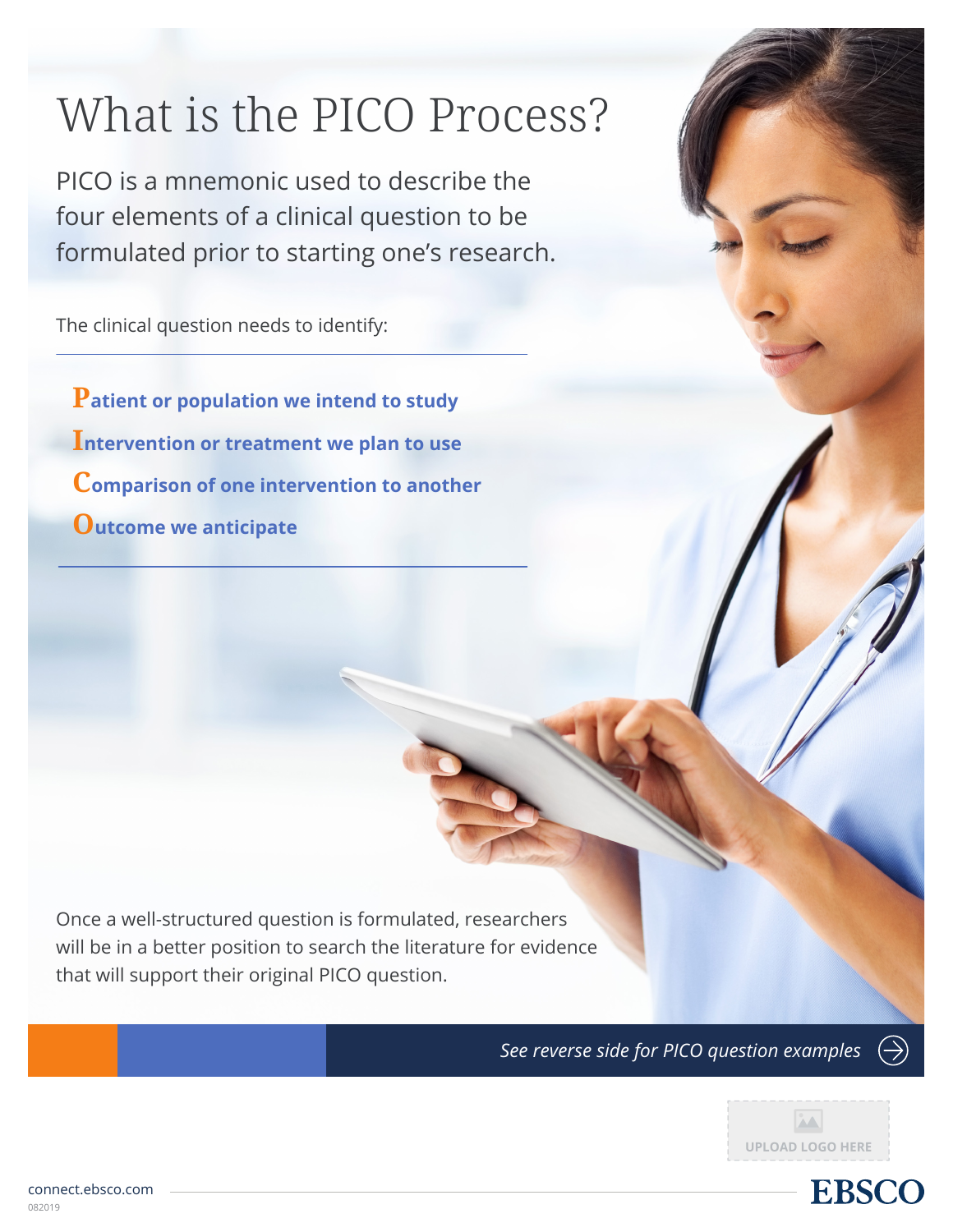# What is the PICO Process?

PICO is a mnemonic used to describe the four elements of a clinical question to be formulated prior to starting one's research.

The clinical question needs to identify:

- **Patient or population we intend to study**
- **Intervention or treatment we plan to use**
- **Comparison of one intervention to another**
- **Outcome we anticipate**

Once a well-structured question is formulated, researchers will be in a better position to search the literature for evidence that will support their original PICO question.

*See reverse side for PICO question examples*

UPLOAD LOGO HERE

connect.ebsco.com

082019

EBSCO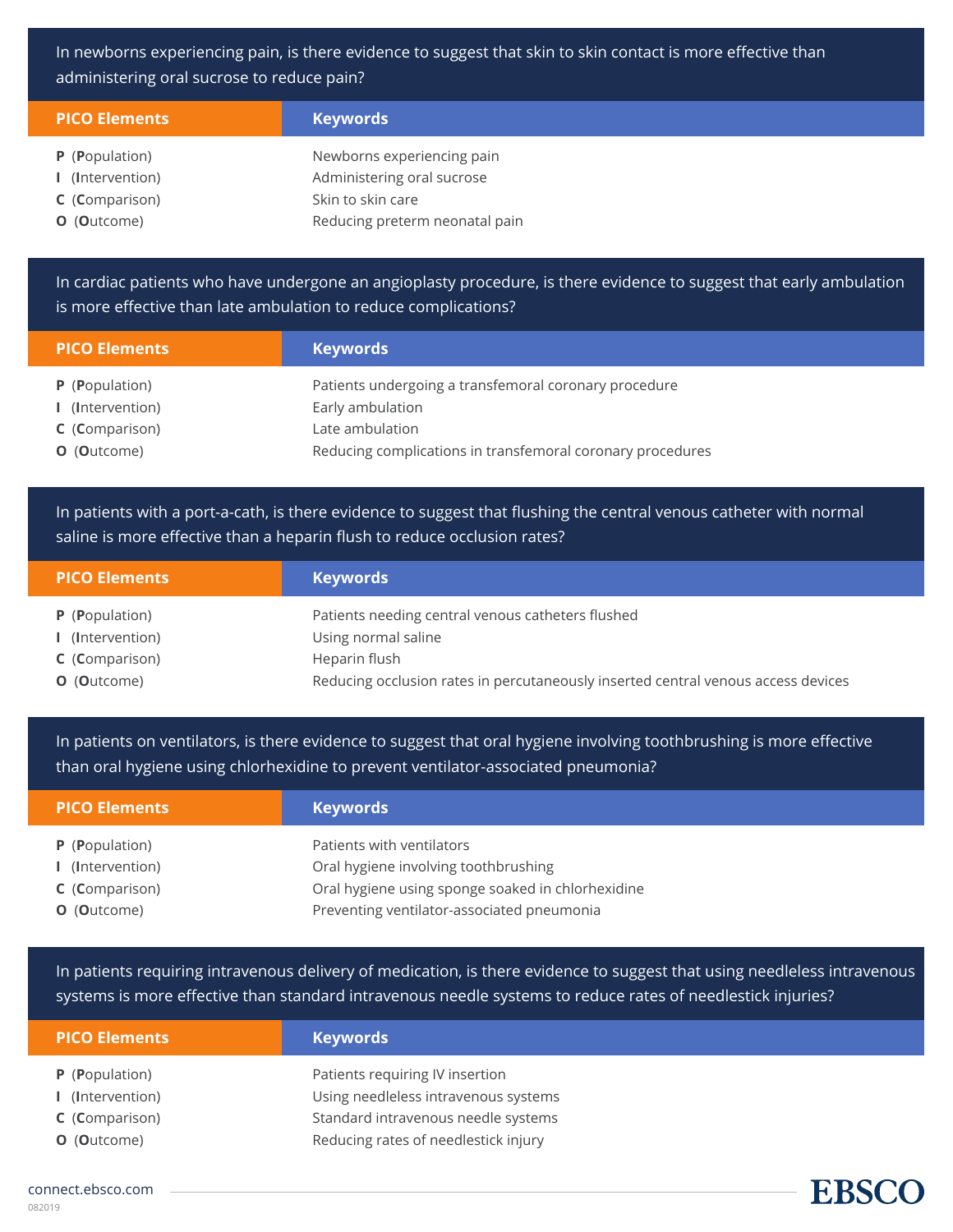**In newborns experiencing pain, is there evidence to suggest that skin to skin contact is more effective than administering oral sucrose to reduce pain?**

| PICO Elements | Keywords |
| --- | --- |
| **P** (**P**opulation) | Newborns experiencing pain |
| **I** (**I**ntervention) | Administering oral sucrose |
| **C** (**C**omparison) | Skin to skin care |
| **O** (**O**utcome) | Reducing preterm neonatal pain |

**In cardiac patients who have undergone an angioplasty procedure, is there evidence to suggest that early ambulation is more effective than late ambulation to reduce complications?**

| PICO Elements | Keywords |
| --- | --- |
| **P** (**P**opulation) | Patients undergoing a transfemoral coronary procedure |
| **I** (**I**ntervention) | Early ambulation |
| **C** (**C**omparison) | Late ambulation |
| **O** (**O**utcome) | Reducing complications in transfemoral coronary procedures |

**In patients with a port-a-cath, is there evidence to suggest that flushing the central venous catheter with normal saline is more effective than a heparin flush to reduce occlusion rates?**

| PICO Elements | Keywords |
| --- | --- |
| **P** (**P**opulation) | Patients needing central venous catheters flushed |
| **I** (**I**ntervention) | Using normal saline |
| **C** (**C**omparison) | Heparin flush |
| **O** (**O**utcome) | Reducing occlusion rates in percutaneously inserted central venous access devices |

**In patients on ventilators, is there evidence to suggest that oral hygiene involving toothbrushing is more effective than oral hygiene using chlorhexidine to prevent ventilator-associated pneumonia?**

| PICO Elements | Keywords |
| --- | --- |
| **P** (**P**opulation) | Patients with ventilators |
| **I** (**I**ntervention) | Oral hygiene involving toothbrushing |
| **C** (**C**omparison) | Oral hygiene using sponge soaked in chlorhexidine |
| **O** (**O**utcome) | Preventing ventilator-associated pneumonia |

**In patients requiring intravenous delivery of medication, is there evidence to suggest that using needleless intravenous systems is more effective than standard intravenous needle systems to reduce rates of needlestick injuries?**

| PICO Elements | Keywords |
| --- | --- |
| **P** (**P**opulation) | Patients requiring IV insertion |
| **I** (**I**ntervention) | Using needleless intravenous systems |
| **C** (**C**omparison) | Standard intravenous needle systems |
| **O** (**O**utcome) | Reducing rates of needlestick injury |

connect.ebsco.com

082019

EBSCO